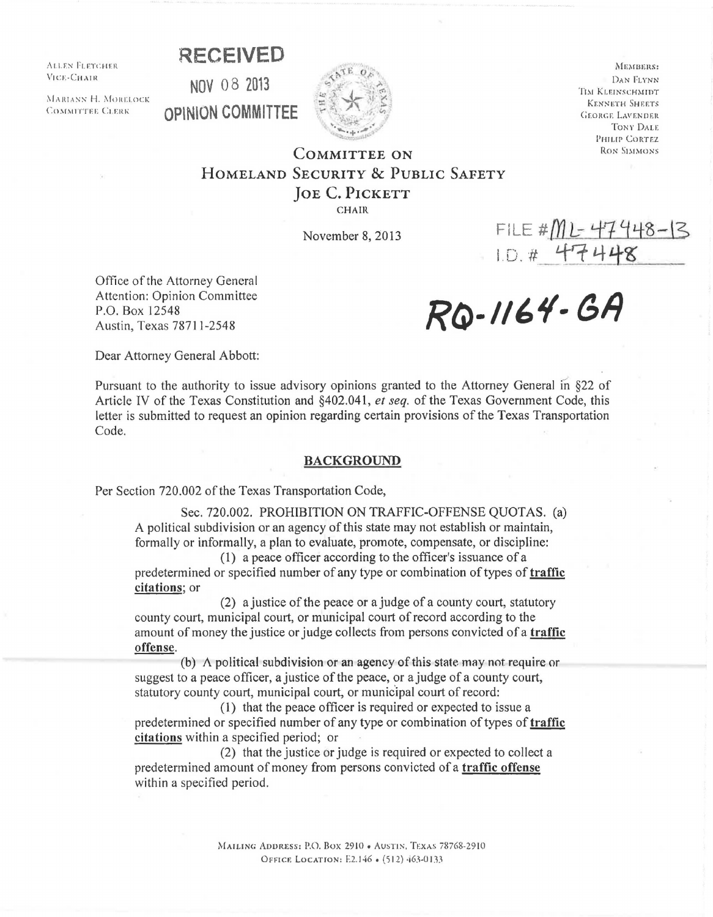ALLEN FLETCHER
VICE-CHAIR

MARIANN H. MORELOCK
COMMITTEE CLERK

**RECEIVED**

NOV 08 2013

**OPINION COMMITTEE**

MEMBERS:
DAN FLYNN
TIM KLEINSCHMIDT
KENNETH SHEETS
GEORGE LAVENDER
TONY DALE
PHILIP CORTEZ
RON SIMMONS

# COMMITTEE ON HOMELAND SECURITY & PUBLIC SAFETY

## JOE C. PICKETT

CHAIR

November 8, 2013

FILE # ML-47448-13
I.D. # 47448

Office of the Attorney General
Attention: Opinion Committee
P.O. Box 12548
Austin, Texas 78711-2548

**RQ-1164-GA**

Dear Attorney General Abbott:

Pursuant to the authority to issue advisory opinions granted to the Attorney General in §22 of Article IV of the Texas Constitution and §402.041, *et seq.* of the Texas Government Code, this letter is submitted to request an opinion regarding certain provisions of the Texas Transportation Code.

### BACKGROUND

Per Section 720.002 of the Texas Transportation Code,

> Sec. 720.002. PROHIBITION ON TRAFFIC-OFFENSE QUOTAS. (a) A political subdivision or an agency of this state may not establish or maintain, formally or informally, a plan to evaluate, promote, compensate, or discipline:
>
> (1) a peace officer according to the officer's issuance of a predetermined or specified number of any type or combination of types of **traffic citations**; or
>
> (2) a justice of the peace or a judge of a county court, statutory county court, municipal court, or municipal court of record according to the amount of money the justice or judge collects from persons convicted of a **traffic offense**.
>
> (b) A political subdivision or an agency of this state may not require or suggest to a peace officer, a justice of the peace, or a judge of a county court, statutory county court, municipal court, or municipal court of record:
>
> (1) that the peace officer is required or expected to issue a predetermined or specified number of any type or combination of types of **traffic citations** within a specified period; or
>
> (2) that the justice or judge is required or expected to collect a predetermined amount of money from persons convicted of a **traffic offense** within a specified period.

MAILING ADDRESS: P.O. BOX 2910 • AUSTIN, TEXAS 78768-2910
OFFICE LOCATION: E2.146 • (512) 463-0133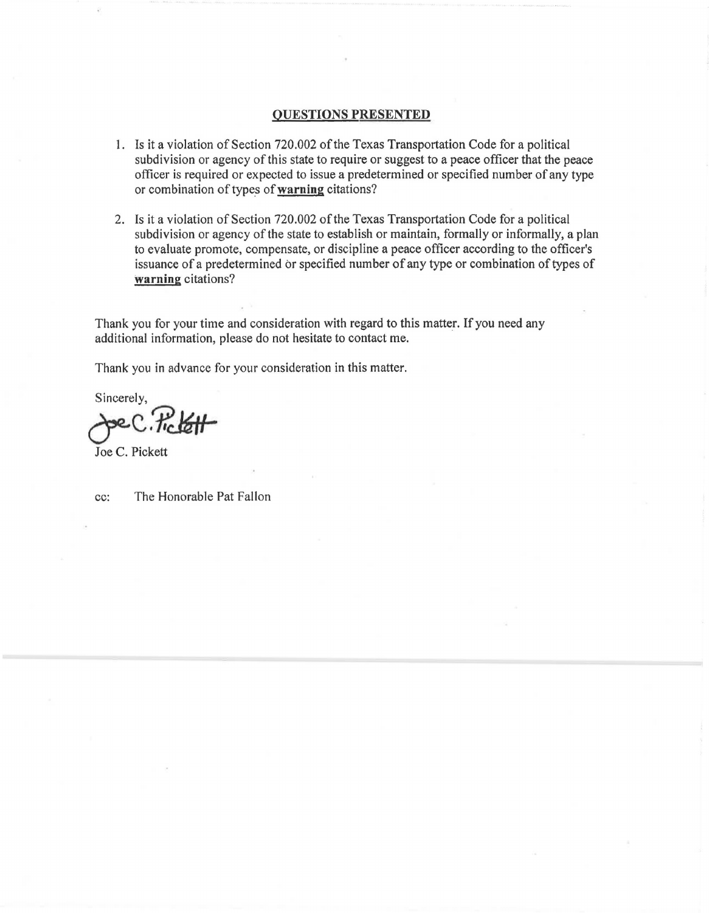## QUESTIONS PRESENTED

1. Is it a violation of Section 720.002 of the Texas Transportation Code for a political subdivision or agency of this state to require or suggest to a peace officer that the peace officer is required or expected to issue a predetermined or specified number of any type or combination of types of **warning** citations?

2. Is it a violation of Section 720.002 of the Texas Transportation Code for a political subdivision or agency of the state to establish or maintain, formally or informally, a plan to evaluate promote, compensate, or discipline a peace officer according to the officer's issuance of a predetermined or specified number of any type or combination of types of **warning** citations?

Thank you for your time and consideration with regard to this matter. If you need any additional information, please do not hesitate to contact me.

Thank you in advance for your consideration in this matter.

Sincerely,

Joe C. Pickett

Joe C. Pickett

cc: The Honorable Pat Fallon